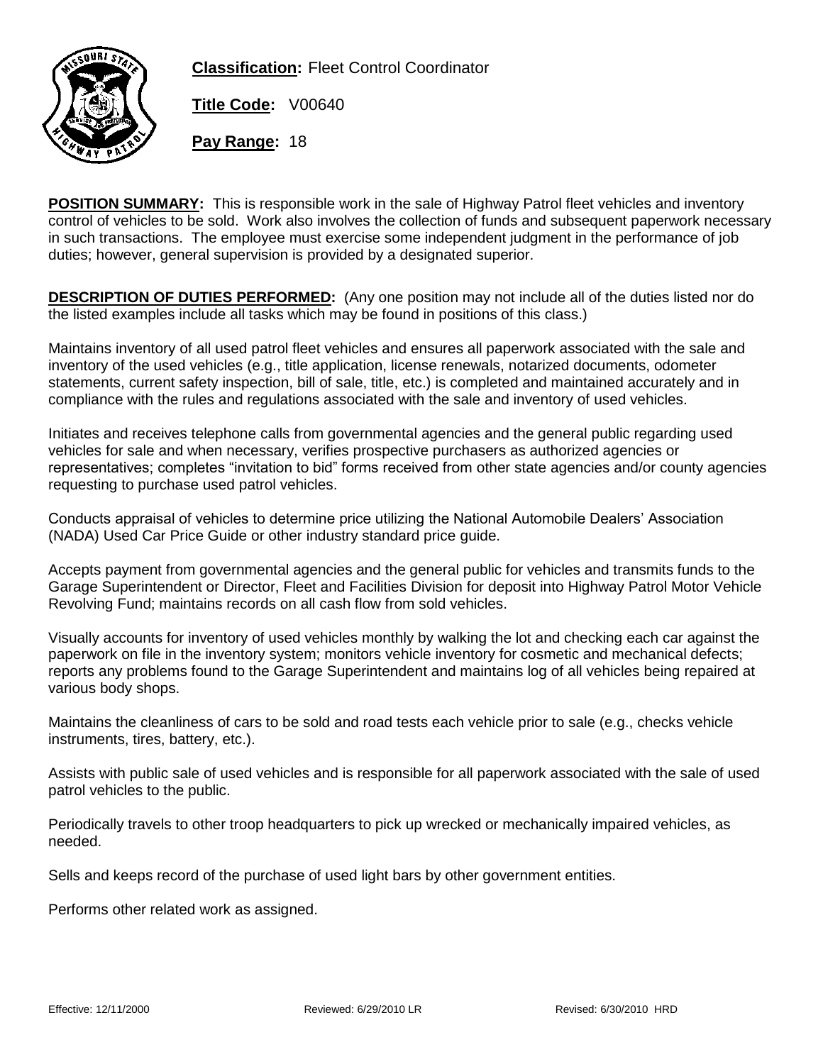**Classification:** Fleet Control Coordinator

**Title Code:** V00640

**Pay Range:** 18

**POSITION SUMMARY:** This is responsible work in the sale of Highway Patrol fleet vehicles and inventory control of vehicles to be sold. Work also involves the collection of funds and subsequent paperwork necessary in such transactions. The employee must exercise some independent judgment in the performance of job duties; however, general supervision is provided by a designated superior.

**DESCRIPTION OF DUTIES PERFORMED:** (Any one position may not include all of the duties listed nor do the listed examples include all tasks which may be found in positions of this class.)

Maintains inventory of all used patrol fleet vehicles and ensures all paperwork associated with the sale and inventory of the used vehicles (e.g., title application, license renewals, notarized documents, odometer statements, current safety inspection, bill of sale, title, etc.) is completed and maintained accurately and in compliance with the rules and regulations associated with the sale and inventory of used vehicles.

Initiates and receives telephone calls from governmental agencies and the general public regarding used vehicles for sale and when necessary, verifies prospective purchasers as authorized agencies or representatives; completes "invitation to bid" forms received from other state agencies and/or county agencies requesting to purchase used patrol vehicles.

Conducts appraisal of vehicles to determine price utilizing the National Automobile Dealers' Association (NADA) Used Car Price Guide or other industry standard price guide.

Accepts payment from governmental agencies and the general public for vehicles and transmits funds to the Garage Superintendent or Director, Fleet and Facilities Division for deposit into Highway Patrol Motor Vehicle Revolving Fund; maintains records on all cash flow from sold vehicles.

Visually accounts for inventory of used vehicles monthly by walking the lot and checking each car against the paperwork on file in the inventory system; monitors vehicle inventory for cosmetic and mechanical defects; reports any problems found to the Garage Superintendent and maintains log of all vehicles being repaired at various body shops.

Maintains the cleanliness of cars to be sold and road tests each vehicle prior to sale (e.g., checks vehicle instruments, tires, battery, etc.).

Assists with public sale of used vehicles and is responsible for all paperwork associated with the sale of used patrol vehicles to the public.

Periodically travels to other troop headquarters to pick up wrecked or mechanically impaired vehicles, as needed.

Sells and keeps record of the purchase of used light bars by other government entities.

Performs other related work as assigned.

Effective: 12/11/2000 Reviewed: 6/29/2010 LR Revised: 6/30/2010 HRD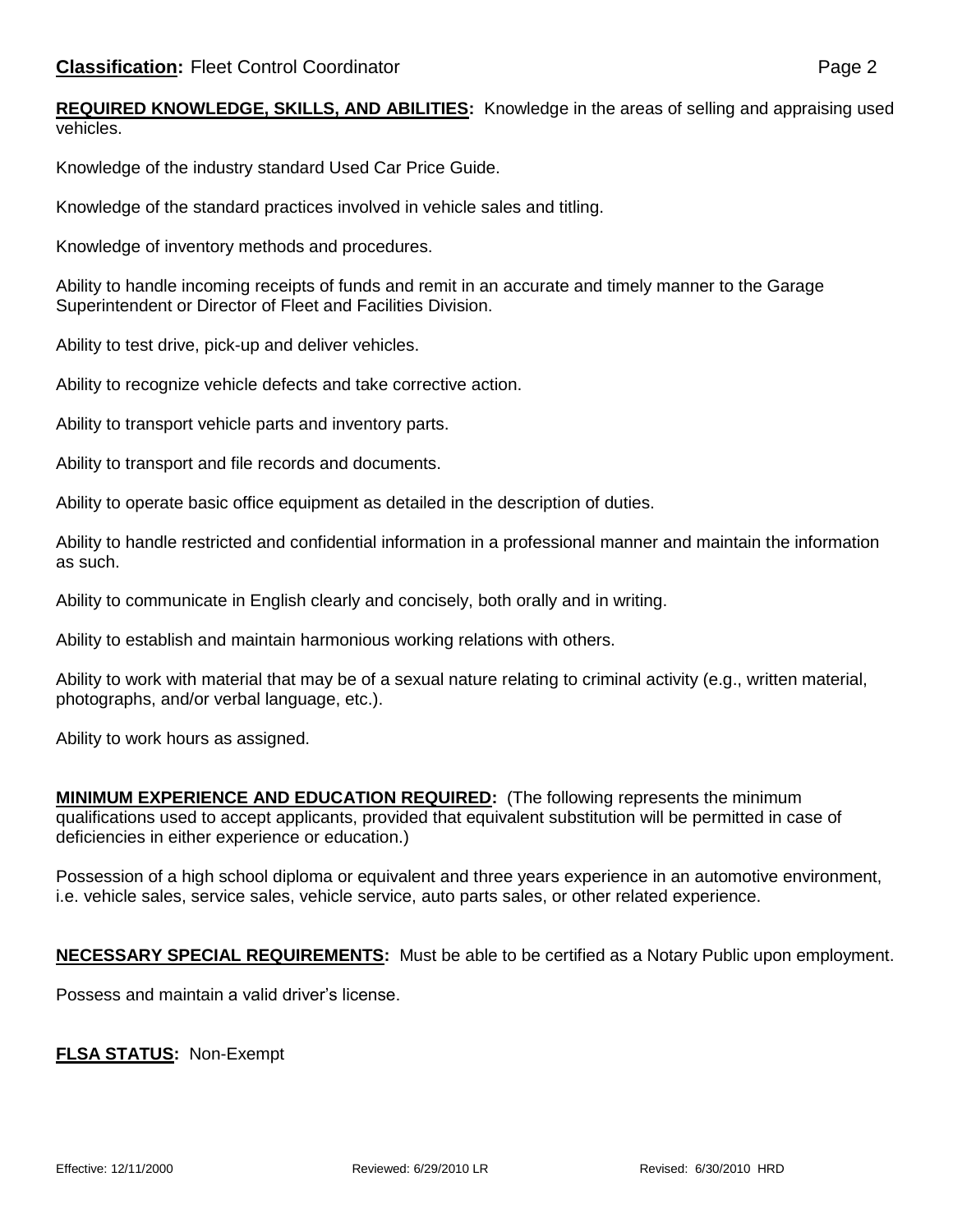**REQUIRED KNOWLEDGE, SKILLS, AND ABILITIES:** Knowledge in the areas of selling and appraising used vehicles.

Knowledge of the industry standard Used Car Price Guide.

Knowledge of the standard practices involved in vehicle sales and titling.

Knowledge of inventory methods and procedures.

Ability to handle incoming receipts of funds and remit in an accurate and timely manner to the Garage Superintendent or Director of Fleet and Facilities Division.

Ability to test drive, pick-up and deliver vehicles.

Ability to recognize vehicle defects and take corrective action.

Ability to transport vehicle parts and inventory parts.

Ability to transport and file records and documents.

Ability to operate basic office equipment as detailed in the description of duties.

Ability to handle restricted and confidential information in a professional manner and maintain the information as such.

Ability to communicate in English clearly and concisely, both orally and in writing.

Ability to establish and maintain harmonious working relations with others.

Ability to work with material that may be of a sexual nature relating to criminal activity (e.g., written material, photographs, and/or verbal language, etc.).

Ability to work hours as assigned.

**MINIMUM EXPERIENCE AND EDUCATION REQUIRED:** (The following represents the minimum qualifications used to accept applicants, provided that equivalent substitution will be permitted in case of deficiencies in either experience or education.)

Possession of a high school diploma or equivalent and three years experience in an automotive environment, i.e. vehicle sales, service sales, vehicle service, auto parts sales, or other related experience.

**NECESSARY SPECIAL REQUIREMENTS:** Must be able to be certified as a Notary Public upon employment.

Possess and maintain a valid driver's license.

**FLSA STATUS:** Non-Exempt

Effective: 12/11/2000 Reviewed: 6/29/2010 LR Revised: 6/30/2010 HRD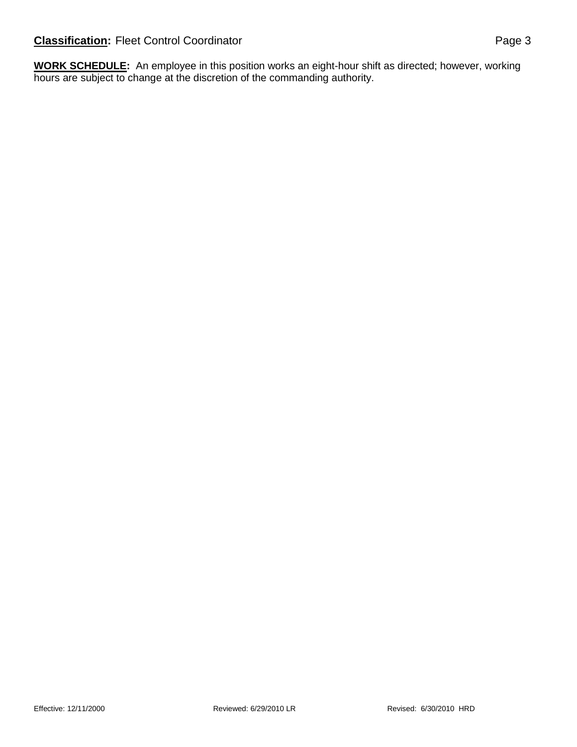**WORK SCHEDULE:** An employee in this position works an eight-hour shift as directed; however, working hours are subject to change at the discretion of the commanding authority.